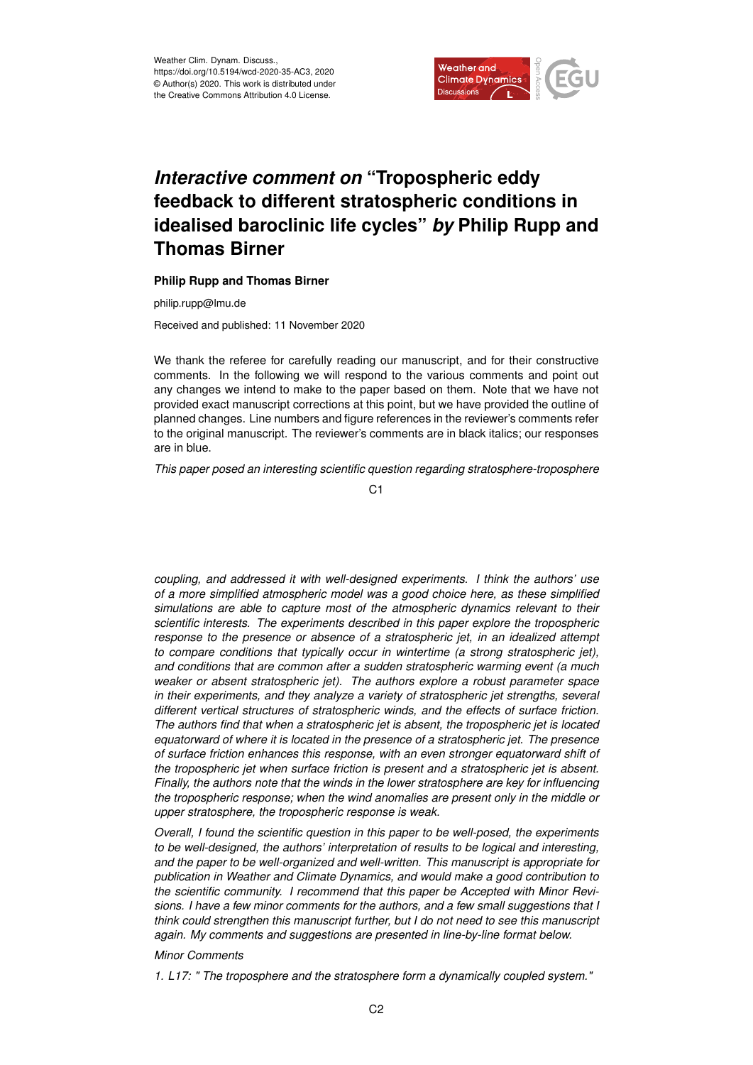# *Interactive comment on* "Tropospheric eddy feedback to different stratospheric conditions in idealised baroclinic life cycles" *by* Philip Rupp and Thomas Birner

**Philip Rupp and Thomas Birner**

philip.rupp@lmu.de

Received and published: 11 November 2020

We thank the referee for carefully reading our manuscript, and for their constructive comments. In the following we will respond to the various comments and point out any changes we intend to make to the paper based on them. Note that we have not provided exact manuscript corrections at this point, but we have provided the outline of planned changes. Line numbers and figure references in the reviewer's comments refer to the original manuscript. The reviewer's comments are in black italics; our responses are in blue.

*This paper posed an interesting scientific question regarding stratosphere-troposphere coupling, and addressed it with well-designed experiments. I think the authors' use of a more simplified atmospheric model was a good choice here, as these simplified simulations are able to capture most of the atmospheric dynamics relevant to their scientific interests. The experiments described in this paper explore the tropospheric response to the presence or absence of a stratospheric jet, in an idealized attempt to compare conditions that typically occur in wintertime (a strong stratospheric jet), and conditions that are common after a sudden stratospheric warming event (a much weaker or absent stratospheric jet). The authors explore a robust parameter space in their experiments, and they analyze a variety of stratospheric jet strengths, several different vertical structures of stratospheric winds, and the effects of surface friction. The authors find that when a stratospheric jet is absent, the tropospheric jet is located equatorward of where it is located in the presence of a stratospheric jet. The presence of surface friction enhances this response, with an even stronger equatorward shift of the tropospheric jet when surface friction is present and a stratospheric jet is absent. Finally, the authors note that the winds in the lower stratosphere are key for influencing the tropospheric response; when the wind anomalies are present only in the middle or upper stratosphere, the tropospheric response is weak.*

*Overall, I found the scientific question in this paper to be well-posed, the experiments to be well-designed, the authors' interpretation of results to be logical and interesting, and the paper to be well-organized and well-written. This manuscript is appropriate for publication in Weather and Climate Dynamics, and would make a good contribution to the scientific community. I recommend that this paper be Accepted with Minor Revisions. I have a few minor comments for the authors, and a few small suggestions that I think could strengthen this manuscript further, but I do not need to see this manuscript again. My comments and suggestions are presented in line-by-line format below.*

*Minor Comments*

*1. L17: " The troposphere and the stratosphere form a dynamically coupled system."*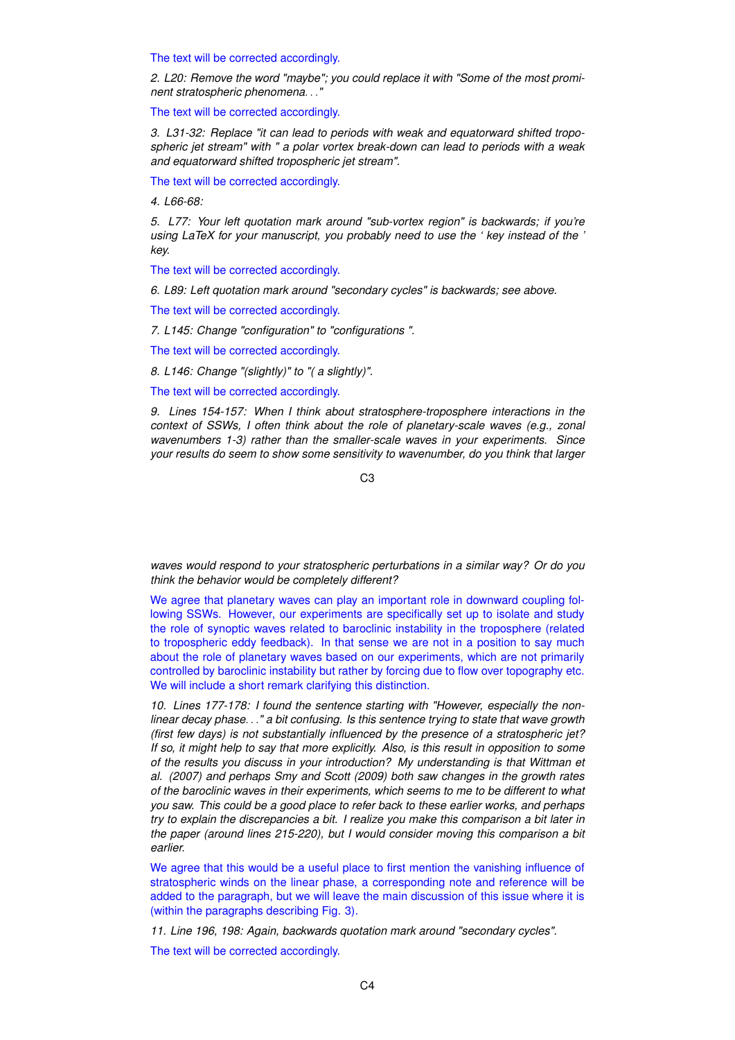The text will be corrected accordingly.

*2. L20: Remove the word "maybe"; you could replace it with "Some of the most prominent stratospheric phenomena. . . "*

The text will be corrected accordingly.

*3. L31-32: Replace "it can lead to periods with weak and equatorward shifted tropospheric jet stream" with " a polar vortex break-down can lead to periods with a weak and equatorward shifted tropospheric jet stream".*

The text will be corrected accordingly.

*4. L66-68:*

*5. L77: Your left quotation mark around "sub-vortex region" is backwards; if you're using LaTeX for your manuscript, you probably need to use the ' key instead of the ' key.*

The text will be corrected accordingly.

*6. L89: Left quotation mark around "secondary cycles" is backwards; see above.*

The text will be corrected accordingly.

*7. L145: Change "configuration" to "configurations ".*

The text will be corrected accordingly.

*8. L146: Change "(slightly)" to "( a slightly)".*

The text will be corrected accordingly.

*9. Lines 154-157: When I think about stratosphere-troposphere interactions in the context of SSWs, I often think about the role of planetary-scale waves (e.g., zonal wavenumbers 1-3) rather than the smaller-scale waves in your experiments. Since your results do seem to show some sensitivity to wavenumber, do you think that larger waves would respond to your stratospheric perturbations in a similar way? Or do you think the behavior would be completely different?*

We agree that planetary waves can play an important role in downward coupling following SSWs. However, our experiments are specifically set up to isolate and study the role of synoptic waves related to baroclinic instability in the troposphere (related to tropospheric eddy feedback). In that sense we are not in a position to say much about the role of planetary waves based on our experiments, which are not primarily controlled by baroclinic instability but rather by forcing due to flow over topography etc. We will include a short remark clarifying this distinction.

*10. Lines 177-178: I found the sentence starting with "However, especially the nonlinear decay phase. . . " a bit confusing. Is this sentence trying to state that wave growth (first few days) is not substantially influenced by the presence of a stratospheric jet? If so, it might help to say that more explicitly. Also, is this result in opposition to some of the results you discuss in your introduction? My understanding is that Wittman et al. (2007) and perhaps Smy and Scott (2009) both saw changes in the growth rates of the baroclinic waves in their experiments, which seems to me to be different to what you saw. This could be a good place to refer back to these earlier works, and perhaps try to explain the discrepancies a bit. I realize you make this comparison a bit later in the paper (around lines 215-220), but I would consider moving this comparison a bit earlier.*

We agree that this would be a useful place to first mention the vanishing influence of stratospheric winds on the linear phase, a corresponding note and reference will be added to the paragraph, but we will leave the main discussion of this issue where it is (within the paragraphs describing Fig. 3).

*11. Line 196, 198: Again, backwards quotation mark around "secondary cycles".*

The text will be corrected accordingly.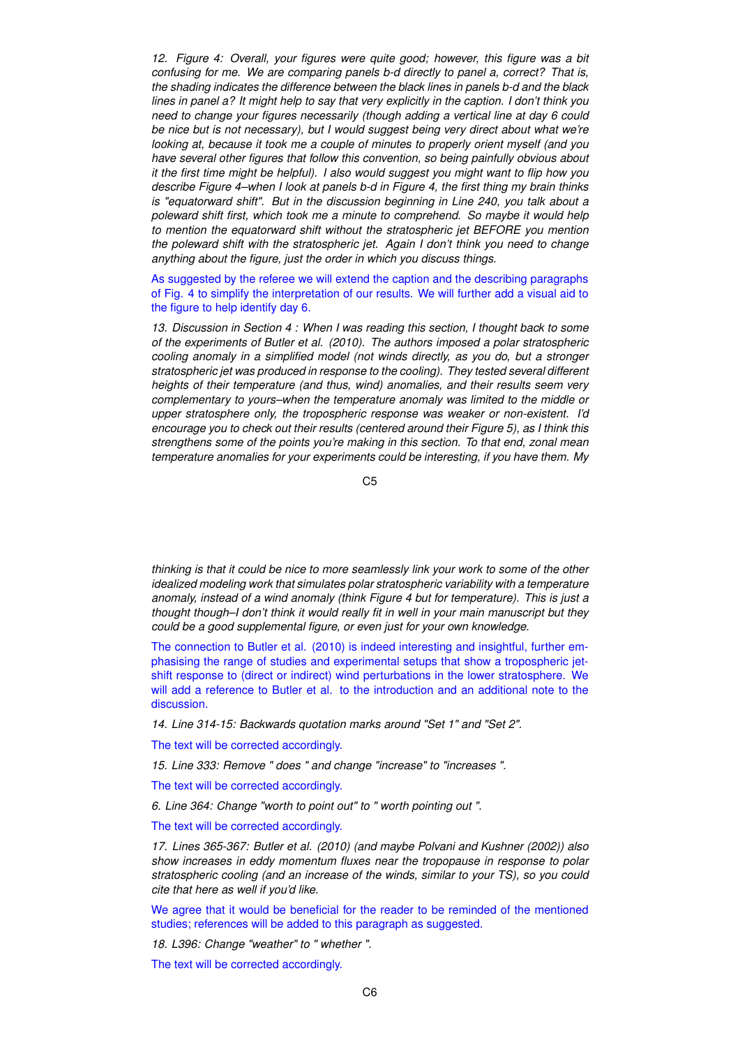*12. Figure 4: Overall, your figures were quite good; however, this figure was a bit confusing for me. We are comparing panels b-d directly to panel a, correct? That is, the shading indicates the difference between the black lines in panels b-d and the black lines in panel a? It might help to say that very explicitly in the caption. I don't think you need to change your figures necessarily (though adding a vertical line at day 6 could be nice but is not necessary), but I would suggest being very direct about what we're looking at, because it took me a couple of minutes to properly orient myself (and you have several other figures that follow this convention, so being painfully obvious about it the first time might be helpful). I also would suggest you might want to flip how you describe Figure 4–when I look at panels b-d in Figure 4, the first thing my brain thinks is "equatorward shift". But in the discussion beginning in Line 240, you talk about a poleward shift first, which took me a minute to comprehend. So maybe it would help to mention the equatorward shift without the stratospheric jet BEFORE you mention the poleward shift with the stratospheric jet. Again I don't think you need to change anything about the figure, just the order in which you discuss things.*

As suggested by the referee we will extend the caption and the describing paragraphs of Fig. 4 to simplify the interpretation of our results. We will further add a visual aid to the figure to help identify day 6.

*13. Discussion in Section 4 : When I was reading this section, I thought back to some of the experiments of Butler et al. (2010). The authors imposed a polar stratospheric cooling anomaly in a simplified model (not winds directly, as you do, but a stronger stratospheric jet was produced in response to the cooling). They tested several different heights of their temperature (and thus, wind) anomalies, and their results seem very complementary to yours–when the temperature anomaly was limited to the middle or upper stratosphere only, the tropospheric response was weaker or non-existent. I'd encourage you to check out their results (centered around their Figure 5), as I think this strengthens some of the points you're making in this section. To that end, zonal mean temperature anomalies for your experiments could be interesting, if you have them. My thinking is that it could be nice to more seamlessly link your work to some of the other idealized modeling work that simulates polar stratospheric variability with a temperature anomaly, instead of a wind anomaly (think Figure 4 but for temperature). This is just a thought though–I don't think it would really fit in well in your main manuscript but they could be a good supplemental figure, or even just for your own knowledge.*

The connection to Butler et al. (2010) is indeed interesting and insightful, further emphasising the range of studies and experimental setups that show a tropospheric jet-shift response to (direct or indirect) wind perturbations in the lower stratosphere. We will add a reference to Butler et al. to the introduction and an additional note to the discussion.

*14. Line 314-15: Backwards quotation marks around "Set 1" and "Set 2".*

The text will be corrected accordingly.

*15. Line 333: Remove " does " and change "increase" to "increases ".*

The text will be corrected accordingly.

*6. Line 364: Change "worth to point out" to " worth pointing out ".*

The text will be corrected accordingly.

*17. Lines 365-367: Butler et al. (2010) (and maybe Polvani and Kushner (2002)) also show increases in eddy momentum fluxes near the tropopause in response to polar stratospheric cooling (and an increase of the winds, similar to your TS), so you could cite that here as well if you'd like.*

We agree that it would be beneficial for the reader to be reminded of the mentioned studies; references will be added to this paragraph as suggested.

*18. L396: Change "weather" to " whether ".*

The text will be corrected accordingly.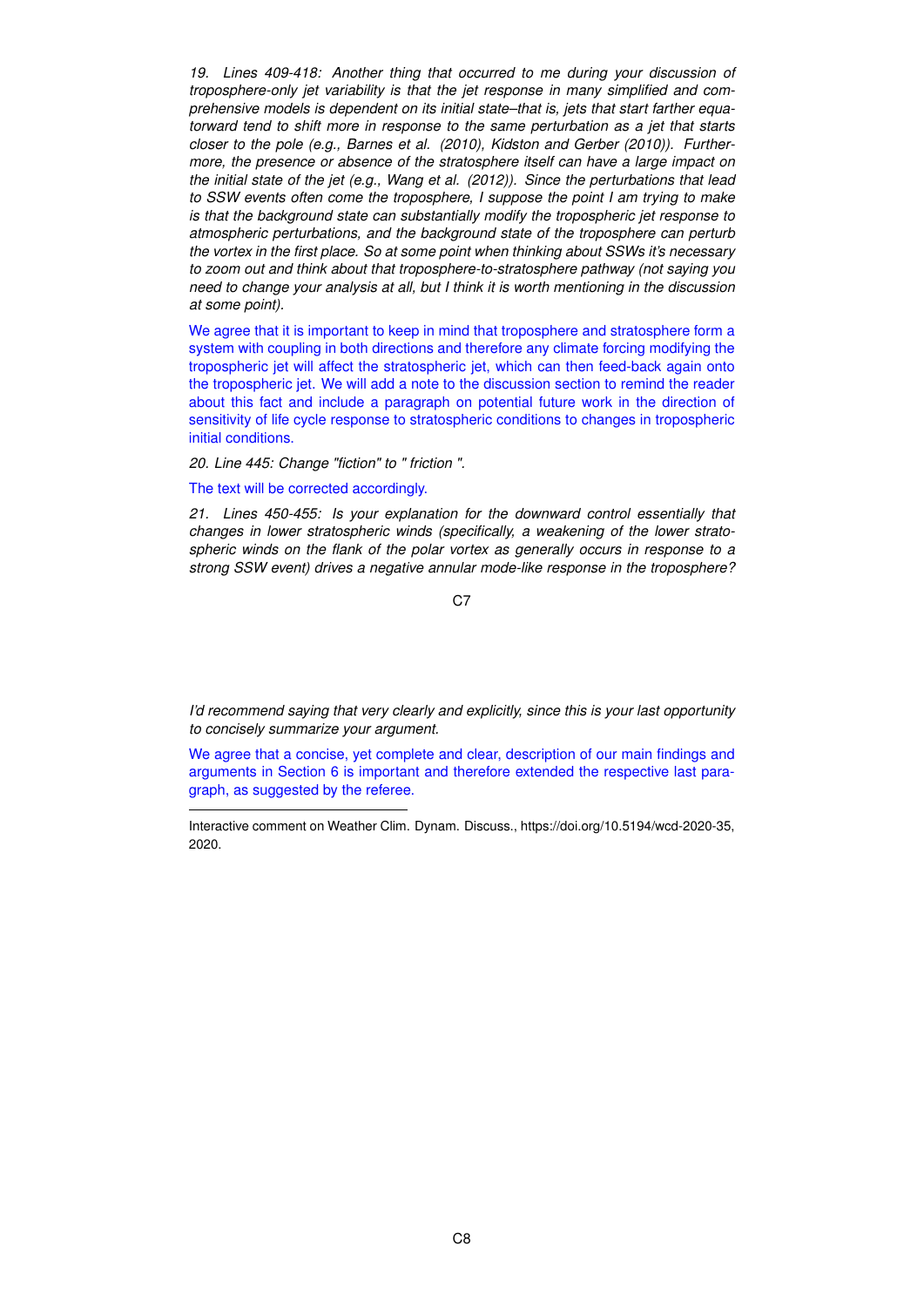*19. Lines 409-418: Another thing that occurred to me during your discussion of troposphere-only jet variability is that the jet response in many simplified and comprehensive models is dependent on its initial state–that is, jets that start farther equatorward tend to shift more in response to the same perturbation as a jet that starts closer to the pole (e.g., Barnes et al. (2010), Kidston and Gerber (2010)). Furthermore, the presence or absence of the stratosphere itself can have a large impact on the initial state of the jet (e.g., Wang et al. (2012)). Since the perturbations that lead to SSW events often come the troposphere, I suppose the point I am trying to make is that the background state can substantially modify the tropospheric jet response to atmospheric perturbations, and the background state of the troposphere can perturb the vortex in the first place. So at some point when thinking about SSWs it's necessary to zoom out and think about that troposphere-to-stratosphere pathway (not saying you need to change your analysis at all, but I think it is worth mentioning in the discussion at some point).*

We agree that it is important to keep in mind that troposphere and stratosphere form a system with coupling in both directions and therefore any climate forcing modifying the tropospheric jet will affect the stratospheric jet, which can then feed-back again onto the tropospheric jet. We will add a note to the discussion section to remind the reader about this fact and include a paragraph on potential future work in the direction of sensitivity of life cycle response to stratospheric conditions to changes in tropospheric initial conditions.

*20. Line 445: Change "fiction" to " friction ".*

The text will be corrected accordingly.

*21. Lines 450-455: Is your explanation for the downward control essentially that changes in lower stratospheric winds (specifically, a weakening of the lower stratospheric winds on the flank of the polar vortex as generally occurs in response to a strong SSW event) drives a negative annular mode-like response in the troposphere? I'd recommend saying that very clearly and explicitly, since this is your last opportunity to concisely summarize your argument.*

We agree that a concise, yet complete and clear, description of our main findings and arguments in Section 6 is important and therefore extended the respective last paragraph, as suggested by the referee.

---

Interactive comment on Weather Clim. Dynam. Discuss., https://doi.org/10.5194/wcd-2020-35, 2020.